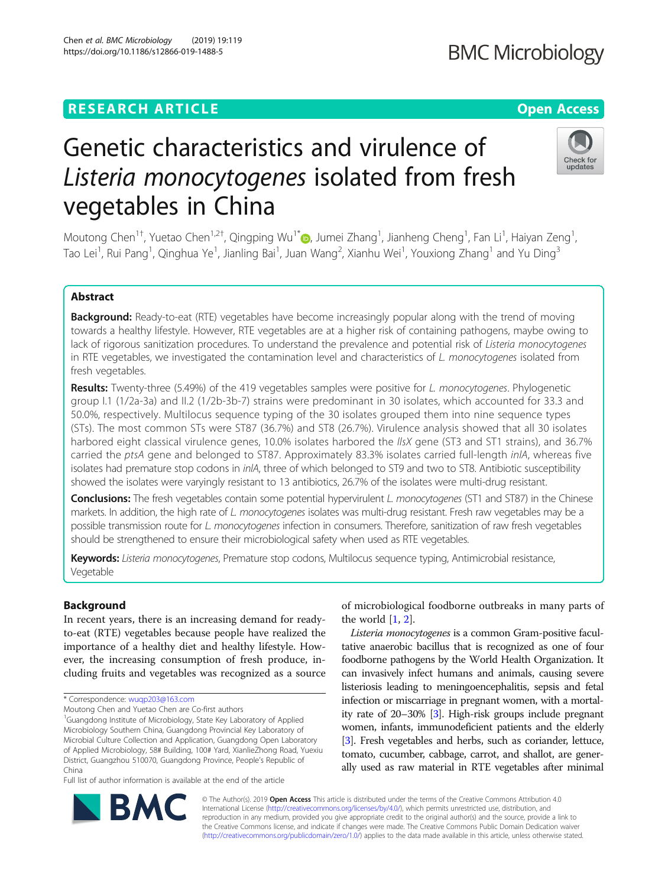# RESEARCH ARTICLE

# Genetic characteristics and virulence of *Listeria monocytogenes* isolated from fresh vegetables in China

Moutong Chen[1†], Yuetao Chen[1,2†], Qingping Wu[1*], Jumei Zhang[1], Jianheng Cheng[1], Fan Li[1], Haiyan Zeng[1], Tao Lei[1], Rui Pang[1], Qinghua Ye[1], Jianling Bai[1], Juan Wang[2], Xianhu Wei[1], Youxiong Zhang[1] and Yu Ding[3]

## Abstract

**Background:** Ready-to-eat (RTE) vegetables have become increasingly popular along with the trend of moving towards a healthy lifestyle. However, RTE vegetables are at a higher risk of containing pathogens, maybe owing to lack of rigorous sanitization procedures. To understand the prevalence and potential risk of *Listeria monocytogenes* in RTE vegetables, we investigated the contamination level and characteristics of *L. monocytogenes* isolated from fresh vegetables.

**Results:** Twenty-three (5.49%) of the 419 vegetables samples were positive for *L. monocytogenes*. Phylogenetic group I.1 (1/2a-3a) and II.2 (1/2b-3b-7) strains were predominant in 30 isolates, which accounted for 33.3 and 50.0%, respectively. Multilocus sequence typing of the 30 isolates grouped them into nine sequence types (STs). The most common STs were ST87 (36.7%) and ST8 (26.7%). Virulence analysis showed that all 30 isolates harbored eight classical virulence genes, 10.0% isolates harbored the *llsX* gene (ST3 and ST1 strains), and 36.7% carried the *ptsA* gene and belonged to ST87. Approximately 83.3% isolates carried full-length *inlA*, whereas five isolates had premature stop codons in *inlA*, three of which belonged to ST9 and two to ST8. Antibiotic susceptibility showed the isolates were varyingly resistant to 13 antibiotics, 26.7% of the isolates were multi-drug resistant.

**Conclusions:** The fresh vegetables contain some potential hypervirulent *L. monocytogenes* (ST1 and ST87) in the Chinese markets. In addition, the high rate of *L. monocytogenes* isolates was multi-drug resistant. Fresh raw vegetables may be a possible transmission route for *L. monocytogenes* infection in consumers. Therefore, sanitization of raw fresh vegetables should be strengthened to ensure their microbiological safety when used as RTE vegetables.

**Keywords:** *Listeria monocytogenes*, Premature stop codons, Multilocus sequence typing, Antimicrobial resistance, Vegetable

## Background

In recent years, there is an increasing demand for ready-to-eat (RTE) vegetables because people have realized the importance of a healthy diet and healthy lifestyle. However, the increasing consumption of fresh produce, including fruits and vegetables was recognized as a source of microbiological foodborne outbreaks in many parts of the world [1, 2].

*Listeria monocytogenes* is a common Gram-positive facultative anaerobic bacillus that is recognized as one of four foodborne pathogens by the World Health Organization. It can invasively infect humans and animals, causing severe listeriosis leading to meningoencephalitis, sepsis and fetal infection or miscarriage in pregnant women, with a mortality rate of 20–30% [3]. High-risk groups include pregnant women, infants, immunodeficient patients and the elderly [3]. Fresh vegetables and herbs, such as coriander, lettuce, tomato, cucumber, cabbage, carrot, and shallot, are generally used as raw material in RTE vegetables after minimal

\* Correspondence: wuqp203@163.com

Moutong Chen and Yuetao Chen are Co-first authors

[1]Guangdong Institute of Microbiology, State Key Laboratory of Applied Microbiology Southern China, Guangdong Provincial Key Laboratory of Microbial Culture Collection and Application, Guangdong Open Laboratory of Applied Microbiology, 58# Building, 100# Yard, XianlieZhong Road, Yuexiu District, Guangzhou 510070, Guangdong Province, People's Republic of China

Full list of author information is available at the end of the article

© The Author(s). 2019 **Open Access** This article is distributed under the terms of the Creative Commons Attribution 4.0 International License (http://creativecommons.org/licenses/by/4.0/), which permits unrestricted use, distribution, and reproduction in any medium, provided you give appropriate credit to the original author(s) and the source, provide a link to the Creative Commons license, and indicate if changes were made. The Creative Commons Public Domain Dedication waiver (http://creativecommons.org/publicdomain/zero/1.0/) applies to the data made available in this article, unless otherwise stated.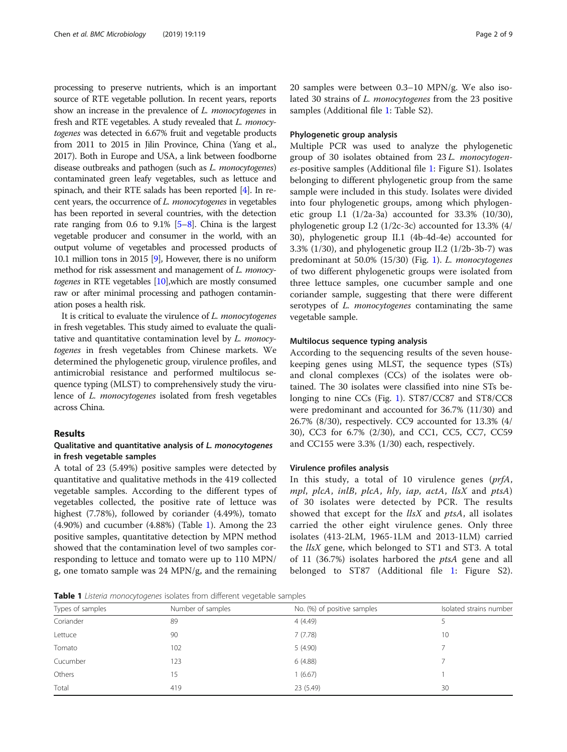processing to preserve nutrients, which is an important source of RTE vegetable pollution. In recent years, reports show an increase in the prevalence of *L. monocytogenes* in fresh and RTE vegetables. A study revealed that *L. monocytogenes* was detected in 6.67% fruit and vegetable products from 2011 to 2015 in Jilin Province, China (Yang et al., 2017). Both in Europe and USA, a link between foodborne disease outbreaks and pathogen (such as *L. monocytogenes*) contaminated green leafy vegetables, such as lettuce and spinach, and their RTE salads has been reported [4]. In recent years, the occurrence of *L. monocytogenes* in vegetables has been reported in several countries, with the detection rate ranging from 0.6 to 9.1% [5–8]. China is the largest vegetable producer and consumer in the world, with an output volume of vegetables and processed products of 10.1 million tons in 2015 [9], However, there is no uniform method for risk assessment and management of *L. monocytogenes* in RTE vegetables [10],which are mostly consumed raw or after minimal processing and pathogen contamination poses a health risk.

It is critical to evaluate the virulence of *L. monocytogenes* in fresh vegetables. This study aimed to evaluate the qualitative and quantitative contamination level by *L. monocytogenes* in fresh vegetables from Chinese markets. We determined the phylogenetic group, virulence profiles, and antimicrobial resistance and performed multilocus sequence typing (MLST) to comprehensively study the virulence of *L. monocytogenes* isolated from fresh vegetables across China.

## Results

### Qualitative and quantitative analysis of *L. monocytogenes* in fresh vegetable samples

A total of 23 (5.49%) positive samples were detected by quantitative and qualitative methods in the 419 collected vegetable samples. According to the different types of vegetables collected, the positive rate of lettuce was highest (7.78%), followed by coriander (4.49%), tomato (4.90%) and cucumber (4.88%) (Table 1). Among the 23 positive samples, quantitative detection by MPN method showed that the contamination level of two samples corresponding to lettuce and tomato were up to 110 MPN/g, one tomato sample was 24 MPN/g, and the remaining 20 samples were between 0.3–10 MPN/g. We also isolated 30 strains of *L. monocytogenes* from the 23 positive samples (Additional file 1: Table S2).

### Phylogenetic group analysis

Multiple PCR was used to analyze the phylogenetic group of 30 isolates obtained from 23 *L. monocytogenes*-positive samples (Additional file 1: Figure S1). Isolates belonging to different phylogenetic group from the same sample were included in this study. Isolates were divided into four phylogenetic groups, among which phylogenetic group I.1 (1/2a-3a) accounted for 33.3% (10/30), phylogenetic group I.2 (1/2c-3c) accounted for 13.3% (4/30), phylogenetic group II.1 (4b-4d-4e) accounted for 3.3% (1/30), and phylogenetic group II.2 (1/2b-3b-7) was predominant at 50.0% (15/30) (Fig. 1). *L. monocytogenes* of two different phylogenetic groups were isolated from three lettuce samples, one cucumber sample and one coriander sample, suggesting that there were different serotypes of *L. monocytogenes* contaminating the same vegetable sample.

### Multilocus sequence typing analysis

According to the sequencing results of the seven housekeeping genes using MLST, the sequence types (STs) and clonal complexes (CCs) of the isolates were obtained. The 30 isolates were classified into nine STs belonging to nine CCs (Fig. 1). ST87/CC87 and ST8/CC8 were predominant and accounted for 36.7% (11/30) and 26.7% (8/30), respectively. CC9 accounted for 13.3% (4/30), CC3 for 6.7% (2/30), and CC1, CC5, CC7, CC59 and CC155 were 3.3% (1/30) each, respectively.

### Virulence profiles analysis

In this study, a total of 10 virulence genes (*prfA*, *mpl*, *plcA*, *inlB*, *plcA*, *hly*, *iap*, *actA*, *llsX* and *ptsA*) of 30 isolates were detected by PCR. The results showed that except for the *llsX* and *ptsA*, all isolates carried the other eight virulence genes. Only three isolates (413-2LM, 1965-1LM and 2013-1LM) carried the *llsX* gene, which belonged to ST1 and ST3. A total of 11 (36.7%) isolates harbored the *ptsA* gene and all belonged to ST87 (Additional file 1: Figure S2).

**Table 1** *Listeria monocytogenes* isolates from different vegetable samples

| Types of samples | Number of samples | No. (%) of positive samples | Isolated strains number |
|---|---|---|---|
| Coriander | 89 | 4 (4.49) | 5 |
| Lettuce | 90 | 7 (7.78) | 10 |
| Tomato | 102 | 5 (4.90) | 7 |
| Cucumber | 123 | 6 (4.88) | 7 |
| Others | 15 | 1 (6.67) | 1 |
| Total | 419 | 23 (5.49) | 30 |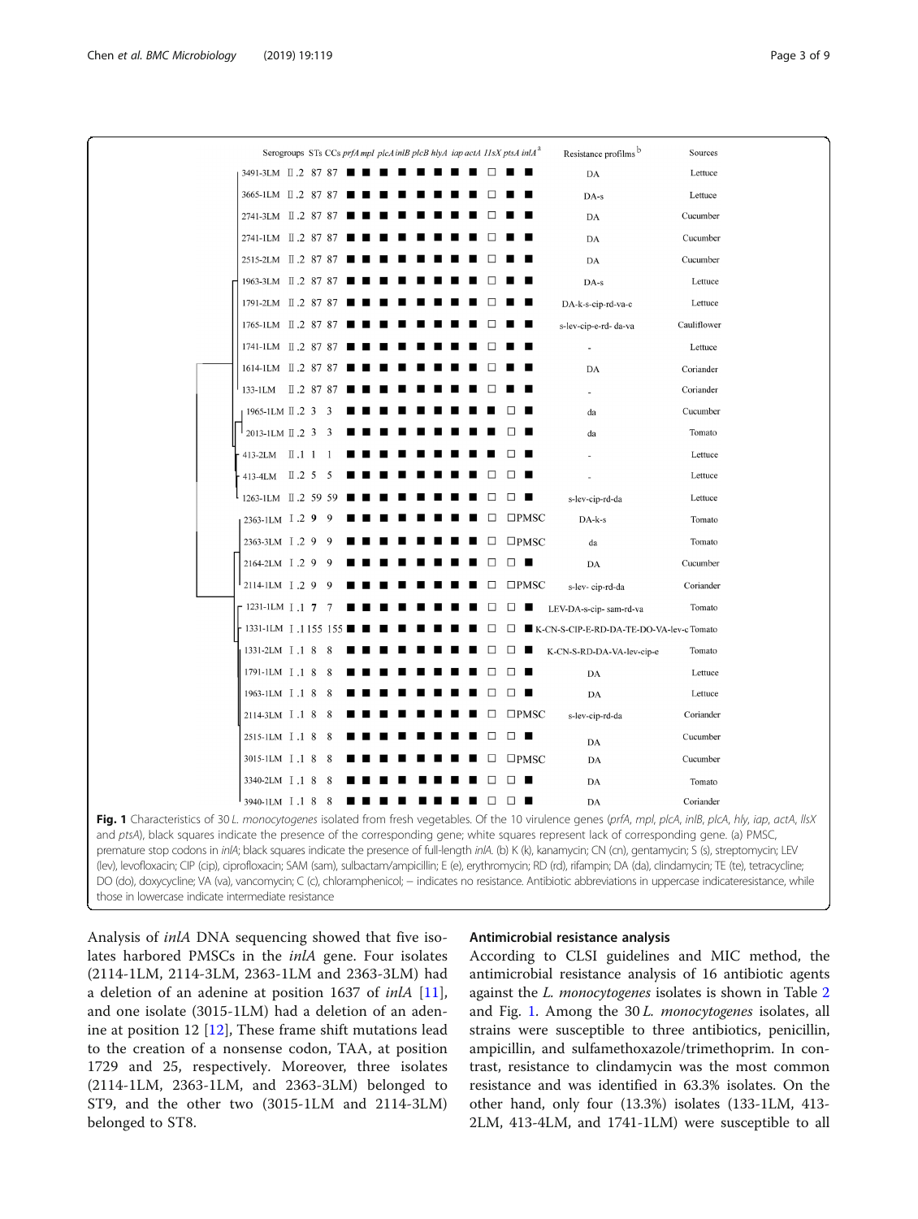| | Serogroups | STs | CCs | *prfA* | *mpl* | *plcA* | *inlB* | *plcB* | *hlyA* | *iap* | *actA* | *llsX* | *ptsA* | *inlA*[a] | Resistance profilms[b] | Sources |
|---|---|---|---|---|---|---|---|---|---|---|---|---|---|---|---|---|
| 3491-3LM | II.2 | 87 | 87 | ■ | ■ | ■ | ■ | ■ | ■ | ■ | ■ | □ | ■ | ■ | DA | Lettuce |
| 3665-1LM | II.2 | 87 | 87 | ■ | ■ | ■ | ■ | ■ | ■ | ■ | ■ | □ | ■ | ■ | DA-s | Lettuce |
| 2741-3LM | II.2 | 87 | 87 | ■ | ■ | ■ | ■ | ■ | ■ | ■ | ■ | □ | ■ | ■ | DA | Cucumber |
| 2741-1LM | II.2 | 87 | 87 | ■ | ■ | ■ | ■ | ■ | ■ | ■ | ■ | □ | ■ | ■ | DA | Cucumber |
| 2515-2LM | II.2 | 87 | 87 | ■ | ■ | ■ | ■ | ■ | ■ | ■ | ■ | □ | ■ | ■ | DA | Cucumber |
| 1963-3LM | II.2 | 87 | 87 | ■ | ■ | ■ | ■ | ■ | ■ | ■ | ■ | □ | ■ | ■ | DA-s | Lettuce |
| 1791-2LM | II.2 | 87 | 87 | ■ | ■ | ■ | ■ | ■ | ■ | ■ | ■ | □ | ■ | ■ | DA-k-s-cip-rd-va-c | Lettuce |
| 1765-1LM | II.2 | 87 | 87 | ■ | ■ | ■ | ■ | ■ | ■ | ■ | ■ | □ | ■ | ■ | s-lev-cip-e-rd- da-va | Cauliflower |
| 1741-1LM | II.2 | 87 | 87 | ■ | ■ | ■ | ■ | ■ | ■ | ■ | ■ | □ | ■ | ■ | - | Lettuce |
| 1614-1LM | II.2 | 87 | 87 | ■ | ■ | ■ | ■ | ■ | ■ | ■ | ■ | □ | ■ | ■ | DA | Coriander |
| 133-1LM | II.2 | 87 | 87 | ■ | ■ | ■ | ■ | ■ | ■ | ■ | ■ | □ | ■ | ■ | - | Coriander |
| 1965-1LM | II.2 | 3 | 3 | ■ | ■ | ■ | ■ | ■ | ■ | ■ | ■ | ■ | □ | ■ | da | Cucumber |
| 2013-1LM | II.2 | 3 | 3 | ■ | ■ | ■ | ■ | ■ | ■ | ■ | ■ | ■ | □ | ■ | da | Tomato |
| 413-2LM | II.1 | 1 | 1 | ■ | ■ | ■ | ■ | ■ | ■ | ■ | ■ | ■ | □ | ■ | - | Lettuce |
| 413-4LM | II.2 | 5 | 5 | ■ | ■ | ■ | ■ | ■ | ■ | ■ | ■ | □ | □ | ■ | - | Lettuce |
| 1263-1LM | II.2 | 59 | 59 | ■ | ■ | ■ | ■ | ■ | ■ | ■ | ■ | □ | □ | ■ | s-lev-cip-rd-da | Lettuce |
| 2363-1LM | I.2 | 9 | 9 | ■ | ■ | ■ | ■ | ■ | ■ | ■ | ■ | □ | □ | PMSC | DA-k-s | Tomato |
| 2363-3LM | I.2 | 9 | 9 | ■ | ■ | ■ | ■ | ■ | ■ | ■ | ■ | □ | □ | PMSC | da | Tomato |
| 2164-2LM | I.2 | 9 | 9 | ■ | ■ | ■ | ■ | ■ | ■ | ■ | ■ | □ | □ | ■ | DA | Cucumber |
| 2114-1LM | I.2 | 9 | 9 | ■ | ■ | ■ | ■ | ■ | ■ | ■ | ■ | □ | □ | PMSC | s-lev- cip-rd-da | Coriander |
| 1231-1LM | I.1 | 7 | 7 | ■ | ■ | ■ | ■ | ■ | ■ | ■ | ■ | □ | □ | ■ | LEV-DA-s-cip- sam-rd-va | Tomato |
| 1331-1LM | I.1 | 155 | 155 | ■ | ■ | ■ | ■ | ■ | ■ | ■ | ■ | □ | □ | ■ | K-CN-S-CIP-E-RD-DA-TE-DO-VA-lev-c | Tomato |
| 1331-2LM | I.1 | 8 | 8 | ■ | ■ | ■ | ■ | ■ | ■ | ■ | ■ | □ | □ | ■ | K-CN-S-RD-DA-VA-lev-cip-e | Tomato |
| 1791-1LM | I.1 | 8 | 8 | ■ | ■ | ■ | ■ | ■ | ■ | ■ | ■ | □ | □ | ■ | DA | Lettuce |
| 1963-1LM | I.1 | 8 | 8 | ■ | ■ | ■ | ■ | ■ | ■ | ■ | ■ | □ | □ | ■ | DA | Lettuce |
| 2114-3LM | I.1 | 8 | 8 | ■ | ■ | ■ | ■ | ■ | ■ | ■ | ■ | □ | □ | PMSC | s-lev-cip-rd-da | Coriander |
| 2515-1LM | I.1 | 8 | 8 | ■ | ■ | ■ | ■ | ■ | ■ | ■ | ■ | □ | □ | ■ | DA | Cucumber |
| 3015-1LM | I.1 | 8 | 8 | ■ | ■ | ■ | ■ | ■ | ■ | ■ | ■ | □ | □ | PMSC | DA | Cucumber |
| 3340-2LM | I.1 | 8 | 8 | ■ | ■ | ■ | ■ | ■ | ■ | ■ | ■ | □ | □ | ■ | DA | Tomato |
| 3940-1LM | I.1 | 8 | 8 | ■ | ■ | ■ | ■ | ■ | ■ | ■ | ■ | □ | □ | ■ | DA | Coriander |

**Fig. 1** Characteristics of 30 *L. monocytogenes* isolated from fresh vegetables. Of the 10 virulence genes (*prfA*, *mpl*, *plcA*, *inlB*, *plcA*, *hly*, *iap*, *actA*, *llsX* and *ptsA*), black squares indicate the presence of the corresponding gene; white squares represent lack of corresponding gene. (a) PMSC, premature stop codons in *inlA*; black squares indicate the presence of full-length *inlA*. (b) K (k), kanamycin; CN (cn), gentamycin; S (s), streptomycin; LEV (lev), levofloxacin; CIP (cip), ciprofloxacin; SAM (sam), sulbactam/ampicillin; E (e), erythromycin; RD (rd), rifampin; DA (da), clindamycin; TE (te), tetracycline; DO (do), doxycycline; VA (va), vancomycin; C (c), chloramphenicol; − indicates no resistance. Antibiotic abbreviations in uppercase indicateresistance, while those in lowercase indicate intermediate resistance

Analysis of *inlA* DNA sequencing showed that five isolates harbored PMSCs in the *inlA* gene. Four isolates (2114-1LM, 2114-3LM, 2363-1LM and 2363-3LM) had a deletion of an adenine at position 1637 of *inlA* [11], and one isolate (3015-1LM) had a deletion of an adenine at position 12 [12], These frame shift mutations lead to the creation of a nonsense codon, TAA, at position 1729 and 25, respectively. Moreover, three isolates (2114-1LM, 2363-1LM, and 2363-3LM) belonged to ST9, and the other two (3015-1LM and 2114-3LM) belonged to ST8.

## Antimicrobial resistance analysis

According to CLSI guidelines and MIC method, the antimicrobial resistance analysis of 16 antibiotic agents against the *L. monocytogenes* isolates is shown in Table 2 and Fig. 1. Among the 30 *L. monocytogenes* isolates, all strains were susceptible to three antibiotics, penicillin, ampicillin, and sulfamethoxazole/trimethoprim. In contrast, resistance to clindamycin was the most common resistance and was identified in 63.3% isolates. On the other hand, only four (13.3%) isolates (133-1LM, 413-2LM, 413-4LM, and 1741-1LM) were susceptible to all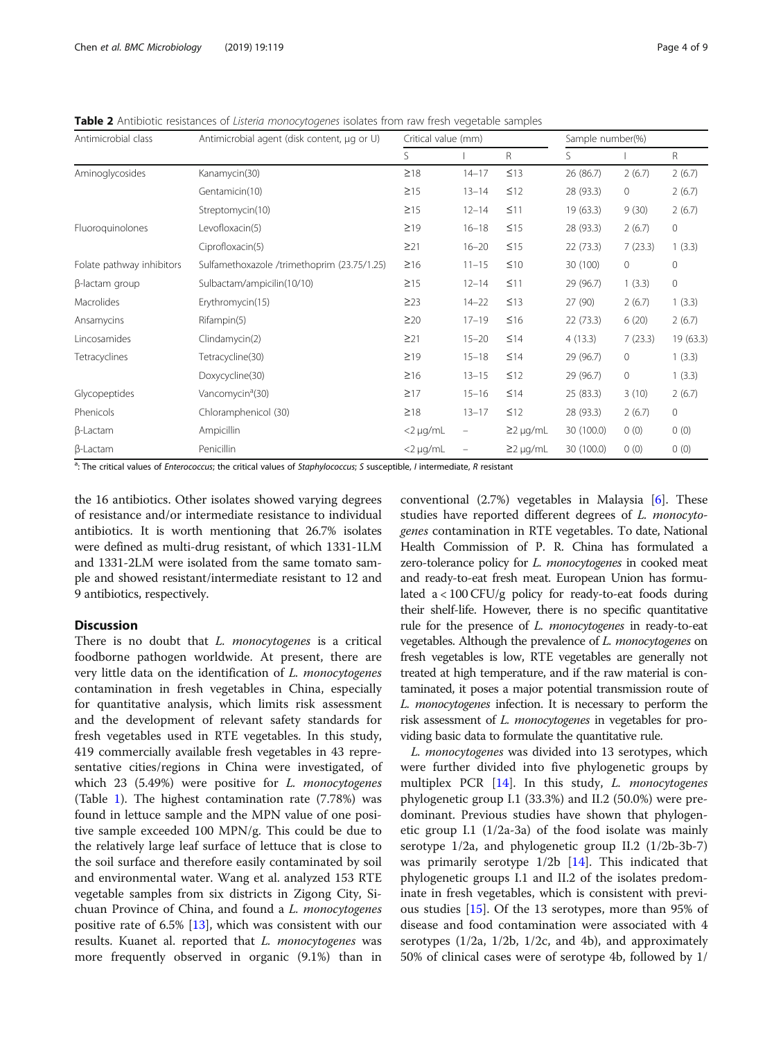**Table 2** Antibiotic resistances of *Listeria monocytogenes* isolates from raw fresh vegetable samples

| Antimicrobial class | Antimicrobial agent (disk content, μg or U) | Critical value (mm) | | | Sample number(%) | | |
|---|---|---|---|---|---|---|---|
| | | S | I | R | S | I | R |
| Aminoglycosides | Kanamycin(30) | ≥18 | 14–17 | ≤13 | 26 (86.7) | 2 (6.7) | 2 (6.7) |
| | Gentamicin(10) | ≥15 | 13–14 | ≤12 | 28 (93.3) | 0 | 2 (6.7) |
| | Streptomycin(10) | ≥15 | 12–14 | ≤11 | 19 (63.3) | 9 (30) | 2 (6.7) |
| Fluoroquinolones | Levofloxacin(5) | ≥19 | 16–18 | ≤15 | 28 (93.3) | 2 (6.7) | 0 |
| | Ciprofloxacin(5) | ≥21 | 16–20 | ≤15 | 22 (73.3) | 7 (23.3) | 1 (3.3) |
| Folate pathway inhibitors | Sulfamethoxazole /trimethoprim (23.75/1.25) | ≥16 | 11–15 | ≤10 | 30 (100) | 0 | 0 |
| β-lactam group | Sulbactam/ampicilin(10/10) | ≥15 | 12–14 | ≤11 | 29 (96.7) | 1 (3.3) | 0 |
| Macrolides | Erythromycin(15) | ≥23 | 14–22 | ≤13 | 27 (90) | 2 (6.7) | 1 (3.3) |
| Ansamycins | Rifampin(5) | ≥20 | 17–19 | ≤16 | 22 (73.3) | 6 (20) | 2 (6.7) |
| Lincosamides | Clindamycin(2) | ≥21 | 15–20 | ≤14 | 4 (13.3) | 7 (23.3) | 19 (63.3) |
| Tetracyclines | Tetracycline(30) | ≥19 | 15–18 | ≤14 | 29 (96.7) | 0 | 1 (3.3) |
| | Doxycycline(30) | ≥16 | 13–15 | ≤12 | 29 (96.7) | 0 | 1 (3.3) |
| Glycopeptides | Vancomycin[a](30) | ≥17 | 15–16 | ≤14 | 25 (83.3) | 3 (10) | 2 (6.7) |
| Phenicols | Chloramphenicol (30) | ≥18 | 13–17 | ≤12 | 28 (93.3) | 2 (6.7) | 0 |
| β-Lactam | Ampicillin | <2 μg/mL | – | ≥2 μg/mL | 30 (100.0) | 0 (0) | 0 (0) |
| β-Lactam | Penicillin | <2 μg/mL | – | ≥2 μg/mL | 30 (100.0) | 0 (0) | 0 (0) |

[a]: The critical values of *Enterococcus*; the critical values of *Staphylococcus*; *S* susceptible, *I* intermediate, *R* resistant

the 16 antibiotics. Other isolates showed varying degrees of resistance and/or intermediate resistance to individual antibiotics. It is worth mentioning that 26.7% isolates were defined as multi-drug resistant, of which 1331-1LM and 1331-2LM were isolated from the same tomato sample and showed resistant/intermediate resistant to 12 and 9 antibiotics, respectively.

## Discussion

There is no doubt that *L. monocytogenes* is a critical foodborne pathogen worldwide. At present, there are very little data on the identification of *L. monocytogenes* contamination in fresh vegetables in China, especially for quantitative analysis, which limits risk assessment and the development of relevant safety standards for fresh vegetables used in RTE vegetables. In this study, 419 commercially available fresh vegetables in 43 representative cities/regions in China were investigated, of which 23 (5.49%) were positive for *L. monocytogenes* (Table 1). The highest contamination rate (7.78%) was found in lettuce sample and the MPN value of one positive sample exceeded 100 MPN/g. This could be due to the relatively large leaf surface of lettuce that is close to the soil surface and therefore easily contaminated by soil and environmental water. Wang et al. analyzed 153 RTE vegetable samples from six districts in Zigong City, Sichuan Province of China, and found a *L. monocytogenes* positive rate of 6.5% [13], which was consistent with our results. Kuanet al. reported that *L. monocytogenes* was more frequently observed in organic (9.1%) than in conventional (2.7%) vegetables in Malaysia [6]. These studies have reported different degrees of *L. monocytogenes* contamination in RTE vegetables. To date, National Health Commission of P. R. China has formulated a zero-tolerance policy for *L. monocytogenes* in cooked meat and ready-to-eat fresh meat. European Union has formulated a < 100 CFU/g policy for ready-to-eat foods during their shelf-life. However, there is no specific quantitative rule for the presence of *L. monocytogenes* in ready-to-eat vegetables. Although the prevalence of *L. monocytogenes* on fresh vegetables is low, RTE vegetables are generally not treated at high temperature, and if the raw material is contaminated, it poses a major potential transmission route of *L. monocytogenes* infection. It is necessary to perform the risk assessment of *L. monocytogenes* in vegetables for providing basic data to formulate the quantitative rule.

*L. monocytogenes* was divided into 13 serotypes, which were further divided into five phylogenetic groups by multiplex PCR [14]. In this study, *L. monocytogenes* phylogenetic group I.1 (33.3%) and II.2 (50.0%) were predominant. Previous studies have shown that phylogenetic group I.1 (1/2a-3a) of the food isolate was mainly serotype 1/2a, and phylogenetic group II.2 (1/2b-3b-7) was primarily serotype 1/2b [14]. This indicated that phylogenetic groups I.1 and II.2 of the isolates predominate in fresh vegetables, which is consistent with previous studies [15]. Of the 13 serotypes, more than 95% of disease and food contamination were associated with 4 serotypes (1/2a, 1/2b, 1/2c, and 4b), and approximately 50% of clinical cases were of serotype 4b, followed by 1/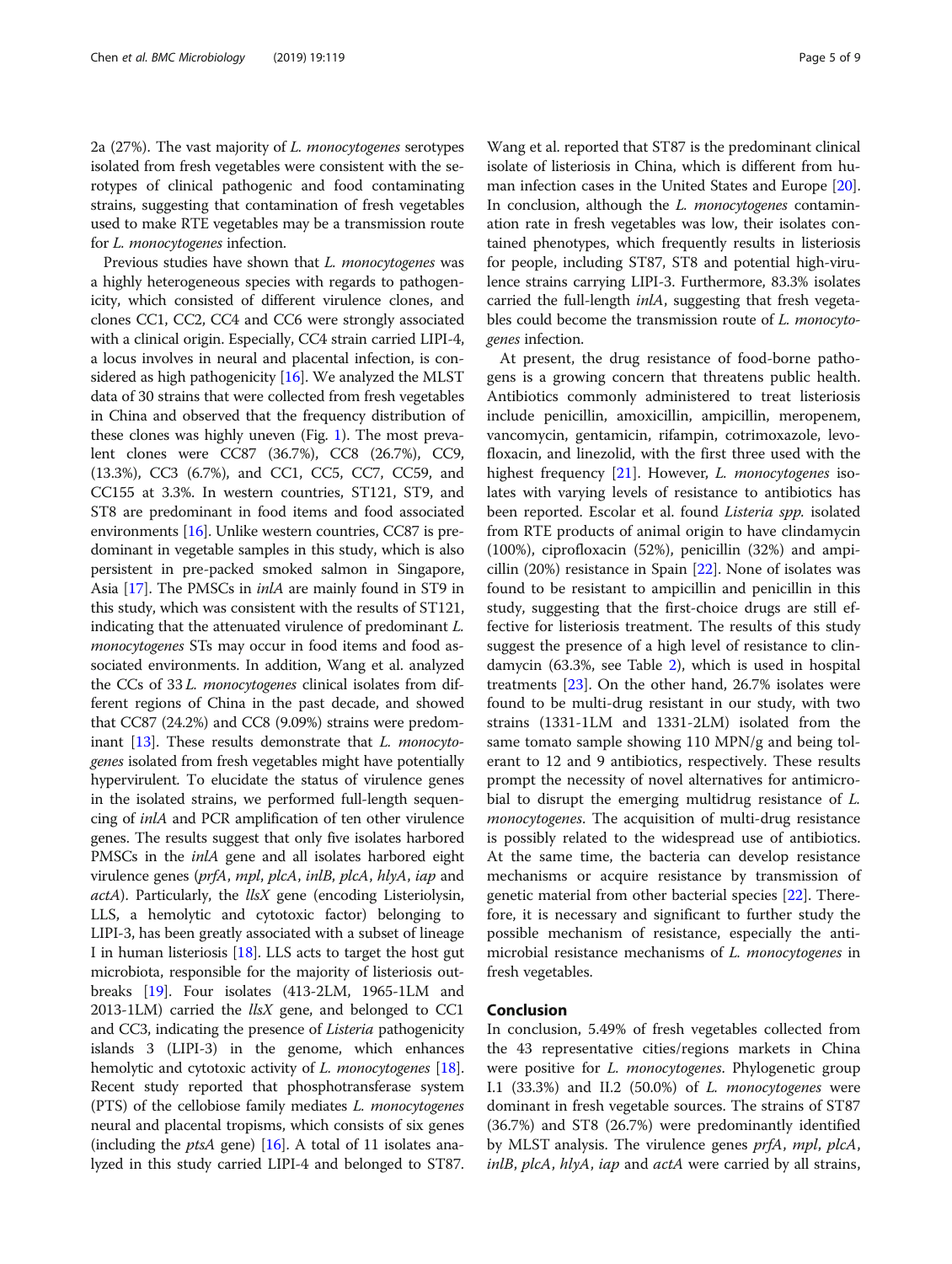2a (27%). The vast majority of *L. monocytogenes* serotypes isolated from fresh vegetables were consistent with the serotypes of clinical pathogenic and food contaminating strains, suggesting that contamination of fresh vegetables used to make RTE vegetables may be a transmission route for *L. monocytogenes* infection.

Previous studies have shown that *L. monocytogenes* was a highly heterogeneous species with regards to pathogenicity, which consisted of different virulence clones, and clones CC1, CC2, CC4 and CC6 were strongly associated with a clinical origin. Especially, CC4 strain carried LIPI-4, a locus involves in neural and placental infection, is considered as high pathogenicity [16]. We analyzed the MLST data of 30 strains that were collected from fresh vegetables in China and observed that the frequency distribution of these clones was highly uneven (Fig. 1). The most prevalent clones were CC87 (36.7%), CC8 (26.7%), CC9, (13.3%), CC3 (6.7%), and CC1, CC5, CC7, CC59, and CC155 at 3.3%. In western countries, ST121, ST9, and ST8 are predominant in food items and food associated environments [16]. Unlike western countries, CC87 is predominant in vegetable samples in this study, which is also persistent in pre-packed smoked salmon in Singapore, Asia [17]. The PMSCs in *inlA* are mainly found in ST9 in this study, which was consistent with the results of ST121, indicating that the attenuated virulence of predominant *L. monocytogenes* STs may occur in food items and food associated environments. In addition, Wang et al. analyzed the CCs of 33 *L. monocytogenes* clinical isolates from different regions of China in the past decade, and showed that CC87 (24.2%) and CC8 (9.09%) strains were predominant [13]. These results demonstrate that *L. monocytogenes* isolated from fresh vegetables might have potentially hypervirulent. To elucidate the status of virulence genes in the isolated strains, we performed full-length sequencing of *inlA* and PCR amplification of ten other virulence genes. The results suggest that only five isolates harbored PMSCs in the *inlA* gene and all isolates harbored eight virulence genes (*prfA*, *mpl*, *plcA*, *inlB*, *plcA*, *hlyA*, *iap* and *actA*). Particularly, the *llsX* gene (encoding Listeriolysin, LLS, a hemolytic and cytotoxic factor) belonging to LIPI-3, has been greatly associated with a subset of lineage I in human listeriosis [18]. LLS acts to target the host gut microbiota, responsible for the majority of listeriosis outbreaks [19]. Four isolates (413-2LM, 1965-1LM and 2013-1LM) carried the *llsX* gene, and belonged to CC1 and CC3, indicating the presence of *Listeria* pathogenicity islands 3 (LIPI-3) in the genome, which enhances hemolytic and cytotoxic activity of *L. monocytogenes* [18]. Recent study reported that phosphotransferase system (PTS) of the cellobiose family mediates *L. monocytogenes* neural and placental tropisms, which consists of six genes (including the *ptsA* gene) [16]. A total of 11 isolates analyzed in this study carried LIPI-4 and belonged to ST87. Wang et al. reported that ST87 is the predominant clinical isolate of listeriosis in China, which is different from human infection cases in the United States and Europe [20]. In conclusion, although the *L. monocytogenes* contamination rate in fresh vegetables was low, their isolates contained phenotypes, which frequently results in listeriosis for people, including ST87, ST8 and potential high-virulence strains carrying LIPI-3. Furthermore, 83.3% isolates carried the full-length *inlA*, suggesting that fresh vegetables could become the transmission route of *L. monocytogenes* infection.

At present, the drug resistance of food-borne pathogens is a growing concern that threatens public health. Antibiotics commonly administered to treat listeriosis include penicillin, amoxicillin, ampicillin, meropenem, vancomycin, gentamicin, rifampin, cotrimoxazole, levofloxacin, and linezolid, with the first three used with the highest frequency [21]. However, *L. monocytogenes* isolates with varying levels of resistance to antibiotics has been reported. Escolar et al. found *Listeria spp.* isolated from RTE products of animal origin to have clindamycin (100%), ciprofloxacin (52%), penicillin (32%) and ampicillin (20%) resistance in Spain [22]. None of isolates was found to be resistant to ampicillin and penicillin in this study, suggesting that the first-choice drugs are still effective for listeriosis treatment. The results of this study suggest the presence of a high level of resistance to clindamycin (63.3%, see Table 2), which is used in hospital treatments [23]. On the other hand, 26.7% isolates were found to be multi-drug resistant in our study, with two strains (1331-1LM and 1331-2LM) isolated from the same tomato sample showing 110 MPN/g and being tolerant to 12 and 9 antibiotics, respectively. These results prompt the necessity of novel alternatives for antimicrobial to disrupt the emerging multidrug resistance of *L. monocytogenes*. The acquisition of multi-drug resistance is possibly related to the widespread use of antibiotics. At the same time, the bacteria can develop resistance mechanisms or acquire resistance by transmission of genetic material from other bacterial species [22]. Therefore, it is necessary and significant to further study the possible mechanism of resistance, especially the antimicrobial resistance mechanisms of *L. monocytogenes* in fresh vegetables.

## Conclusion

In conclusion, 5.49% of fresh vegetables collected from the 43 representative cities/regions markets in China were positive for *L. monocytogenes*. Phylogenetic group I.1 (33.3%) and II.2 (50.0%) of *L. monocytogenes* were dominant in fresh vegetable sources. The strains of ST87 (36.7%) and ST8 (26.7%) were predominantly identified by MLST analysis. The virulence genes *prfA*, *mpl*, *plcA*, *inlB*, *plcA*, *hlyA*, *iap* and *actA* were carried by all strains,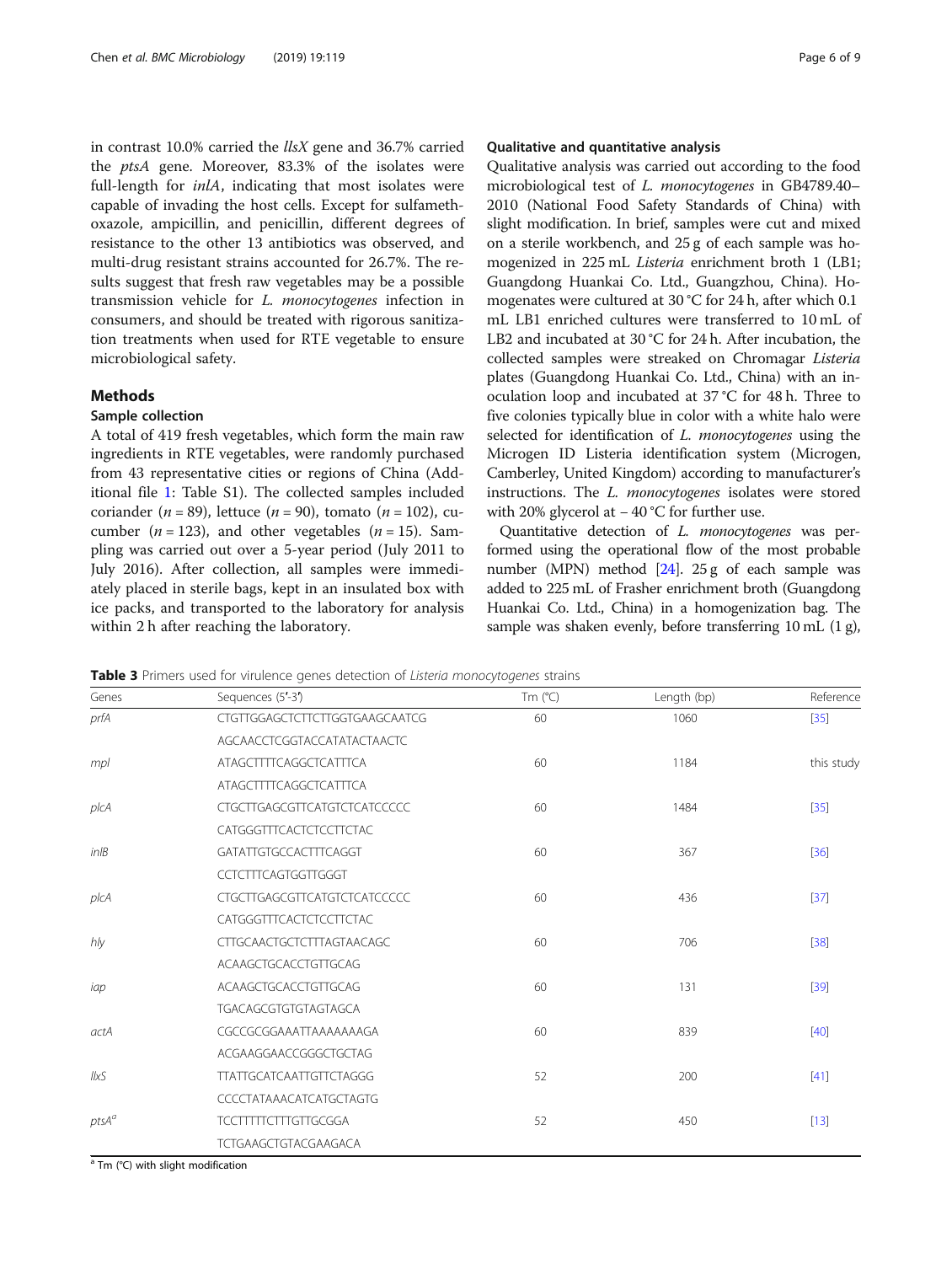in contrast 10.0% carried the *llsX* gene and 36.7% carried the *ptsA* gene. Moreover, 83.3% of the isolates were full-length for *inlA*, indicating that most isolates were capable of invading the host cells. Except for sulfamethoxazole, ampicillin, and penicillin, different degrees of resistance to the other 13 antibiotics was observed, and multi-drug resistant strains accounted for 26.7%. The results suggest that fresh raw vegetables may be a possible transmission vehicle for *L. monocytogenes* infection in consumers, and should be treated with rigorous sanitization treatments when used for RTE vegetable to ensure microbiological safety.

## Methods

### Sample collection

A total of 419 fresh vegetables, which form the main raw ingredients in RTE vegetables, were randomly purchased from 43 representative cities or regions of China (Additional file 1: Table S1). The collected samples included coriander ($n = 89$), lettuce ($n = 90$), tomato ($n = 102$), cucumber ($n = 123$), and other vegetables ($n = 15$). Sampling was carried out over a 5-year period (July 2011 to July 2016). After collection, all samples were immediately placed in sterile bags, kept in an insulated box with ice packs, and transported to the laboratory for analysis within 2 h after reaching the laboratory.

### Qualitative and quantitative analysis

Qualitative analysis was carried out according to the food microbiological test of *L. monocytogenes* in GB4789.40–2010 (National Food Safety Standards of China) with slight modification. In brief, samples were cut and mixed on a sterile workbench, and 25 g of each sample was homogenized in 225 mL *Listeria* enrichment broth 1 (LB1; Guangdong Huankai Co. Ltd., Guangzhou, China). Homogenates were cultured at 30 °C for 24 h, after which 0.1 mL LB1 enriched cultures were transferred to 10 mL of LB2 and incubated at 30 °C for 24 h. After incubation, the collected samples were streaked on Chromagar *Listeria* plates (Guangdong Huankai Co. Ltd., China) with an inoculation loop and incubated at 37 °C for 48 h. Three to five colonies typically blue in color with a white halo were selected for identification of *L. monocytogenes* using the Microgen ID Listeria identification system (Microgen, Camberley, United Kingdom) according to manufacturer's instructions. The *L. monocytogenes* isolates were stored with 20% glycerol at − 40 °C for further use.

Quantitative detection of *L. monocytogenes* was performed using the operational flow of the most probable number (MPN) method [24]. 25 g of each sample was added to 225 mL of Frasher enrichment broth (Guangdong Huankai Co. Ltd., China) in a homogenization bag. The sample was shaken evenly, before transferring 10 mL (1 g),

**Table 3** Primers used for virulence genes detection of *Listeria monocytogenes* strains

| Genes | Sequences (5′-3′) | Tm (°C) | Length (bp) | Reference |
|---|---|---|---|---|
| *prfA* | CTGTTGGAGCTCTTCTTGGTGAAGCAATCG | 60 | 1060 | [35] |
| | AGCAACCTCGGTACCATATACTAACTC | | | |
| *mpl* | ATAGCTTTTCAGGCTCATTTCA | 60 | 1184 | this study |
| | ATAGCTTTTCAGGCTCATTTCA | | | |
| *plcA* | CTGCTTGAGCGTTCATGTCTCATCCCCC | 60 | 1484 | [35] |
| | CATGGGTTTCACTCTCCTTCTAC | | | |
| *inlB* | GATATTGTGCCACTTTCAGGT | 60 | 367 | [36] |
| | CCTCTTTCAGTGGTTGGGT | | | |
| *plcA* | CTGCTTGAGCGTTCATGTCTCATCCCCC | 60 | 436 | [37] |
| | CATGGGTTTCACTCTCCTTCTAC | | | |
| *hly* | CTTGCAACTGCTCTTTAGTAACAGC | 60 | 706 | [38] |
| | ACAAGCTGCACCTGTTGCAG | | | |
| *iap* | ACAAGCTGCACCTGTTGCAG | 60 | 131 | [39] |
| | TGACAGCGTGTGTAGTAGCA | | | |
| *actA* | CGCCGCGGAAATTAAAAAAAGA | 60 | 839 | [40] |
| | ACGAAGGAACCGGGCTGCTAG | | | |
| *llxS* | TTATTGCATCAATTGTTCTAGGG | 52 | 200 | [41] |
| | CCCCTATAAACATCATGCTAGTG | | | |
| *ptsA*[a] | TCCTTTTTCTTTGTTGCGGA | 52 | 450 | [13] |
| | TCTGAAGCTGTACGAAGACA | | | |

[a] Tm (°C) with slight modification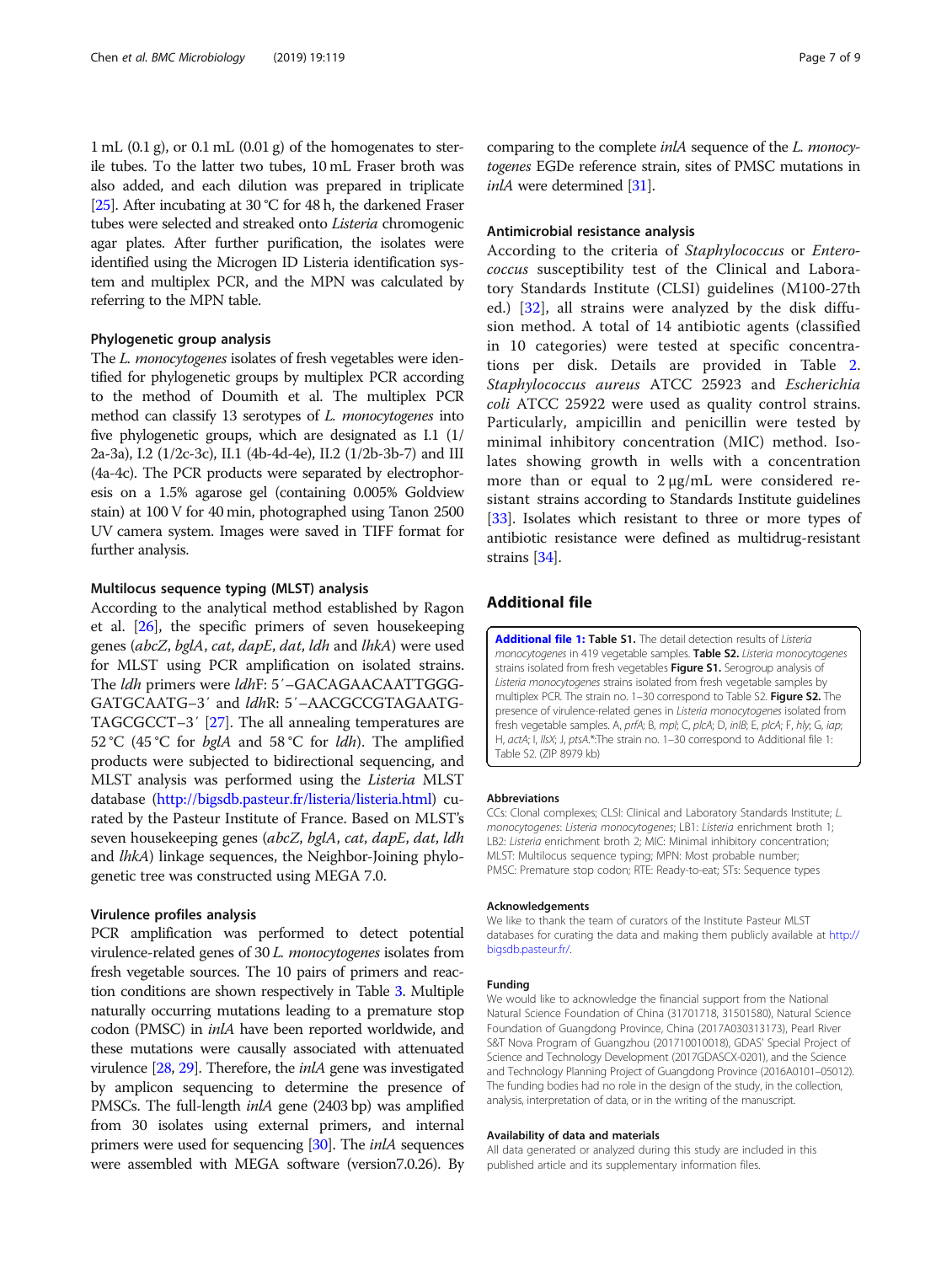1 mL (0.1 g), or 0.1 mL (0.01 g) of the homogenates to sterile tubes. To the latter two tubes, 10 mL Fraser broth was also added, and each dilution was prepared in triplicate [25]. After incubating at 30 °C for 48 h, the darkened Fraser tubes were selected and streaked onto *Listeria* chromogenic agar plates. After further purification, the isolates were identified using the Microgen ID Listeria identification system and multiplex PCR, and the MPN was calculated by referring to the MPN table.

### Phylogenetic group analysis

The *L. monocytogenes* isolates of fresh vegetables were identified for phylogenetic groups by multiplex PCR according to the method of Doumith et al. The multiplex PCR method can classify 13 serotypes of *L. monocytogenes* into five phylogenetic groups, which are designated as I.1 (1/2a-3a), I.2 (1/2c-3c), II.1 (4b-4d-4e), II.2 (1/2b-3b-7) and III (4a-4c). The PCR products were separated by electrophoresis on a 1.5% agarose gel (containing 0.005% Goldview stain) at 100 V for 40 min, photographed using Tanon 2500 UV camera system. Images were saved in TIFF format for further analysis.

### Multilocus sequence typing (MLST) analysis

According to the analytical method established by Ragon et al. [26], the specific primers of seven housekeeping genes (*abcZ*, *bglA*, *cat*, *dapE*, *dat*, *ldh* and *lhkA*) were used for MLST using PCR amplification on isolated strains. The *ldh* primers were *ldh*F: 5′–GACAGAACAATTGGGGATGCAATG–3′ and *ldh*R: 5′–AACGCCGTAGAATGTAGCGCCT–3′ [27]. The all annealing temperatures are 52 °C (45 °C for *bglA* and 58 °C for *ldh*). The amplified products were subjected to bidirectional sequencing, and MLST analysis was performed using the *Listeria* MLST database (http://bigsdb.pasteur.fr/listeria/listeria.html) curated by the Pasteur Institute of France. Based on MLST's seven housekeeping genes (*abcZ*, *bglA*, *cat*, *dapE*, *dat*, *ldh* and *lhkA*) linkage sequences, the Neighbor-Joining phylogenetic tree was constructed using MEGA 7.0.

### Virulence profiles analysis

PCR amplification was performed to detect potential virulence-related genes of 30 *L. monocytogenes* isolates from fresh vegetable sources. The 10 pairs of primers and reaction conditions are shown respectively in Table 3. Multiple naturally occurring mutations leading to a premature stop codon (PMSC) in *inlA* have been reported worldwide, and these mutations were causally associated with attenuated virulence [28, 29]. Therefore, the *inlA* gene was investigated by amplicon sequencing to determine the presence of PMSCs. The full-length *inlA* gene (2403 bp) was amplified from 30 isolates using external primers, and internal primers were used for sequencing [30]. The *inlA* sequences were assembled with MEGA software (version7.0.26). By comparing to the complete *inlA* sequence of the *L. monocytogenes* EGDe reference strain, sites of PMSC mutations in *inlA* were determined [31].

### Antimicrobial resistance analysis

According to the criteria of *Staphylococcus* or *Enterococcus* susceptibility test of the Clinical and Laboratory Standards Institute (CLSI) guidelines (M100-27th ed.) [32], all strains were analyzed by the disk diffusion method. A total of 14 antibiotic agents (classified in 10 categories) were tested at specific concentrations per disk. Details are provided in Table 2. *Staphylococcus aureus* ATCC 25923 and *Escherichia coli* ATCC 25922 were used as quality control strains. Particularly, ampicillin and penicillin were tested by minimal inhibitory concentration (MIC) method. Isolates showing growth in wells with a concentration more than or equal to 2 μg/mL were considered resistant strains according to Standards Institute guidelines [33]. Isolates which resistant to three or more types of antibiotic resistance were defined as multidrug-resistant strains [34].

## Additional file

**Additional file 1: Table S1.** The detail detection results of *Listeria monocytogenes* in 419 vegetable samples. **Table S2.** *Listeria monocytogenes* strains isolated from fresh vegetables **Figure S1.** Serogroup analysis of *Listeria monocytogenes* strains isolated from fresh vegetable samples by multiplex PCR. The strain no. 1–30 correspond to Table S2. **Figure S2.** The presence of virulence-related genes in *Listeria monocytogenes* isolated from fresh vegetable samples. A, *prfA*; B, *mpl*; C, *plcA*; D, *inlB*; E, *plcA*; F, *hly*; G, *iap*; H, *actA*; I, *llsX*; J, *ptsA*.*:The strain no. 1–30 correspond to Additional file 1: Table S2. (ZIP 8979 kb)

#### Abbreviations

CCs: Clonal complexes; CLSI: Clinical and Laboratory Standards Institute; *L. monocytogenes*: *Listeria monocytogenes*; LB1: *Listeria* enrichment broth 1; LB2: *Listeria* enrichment broth 2; MIC: Minimal inhibitory concentration; MLST: Multilocus sequence typing; MPN: Most probable number; PMSC: Premature stop codon; RTE: Ready-to-eat; STs: Sequence types

#### Acknowledgements

We like to thank the team of curators of the Institute Pasteur MLST databases for curating the data and making them publicly available at http://bigsdb.pasteur.fr/.

#### Funding

We would like to acknowledge the financial support from the National Natural Science Foundation of China (31701718, 31501580), Natural Science Foundation of Guangdong Province, China (2017A030313173), Pearl River S&T Nova Program of Guangzhou (201710010018), GDAS' Special Project of Science and Technology Development (2017GDASCX-0201), and the Science and Technology Planning Project of Guangdong Province (2016A0101–05012). The funding bodies had no role in the design of the study, in the collection, analysis, interpretation of data, or in the writing of the manuscript.

#### Availability of data and materials

All data generated or analyzed during this study are included in this published article and its supplementary information files.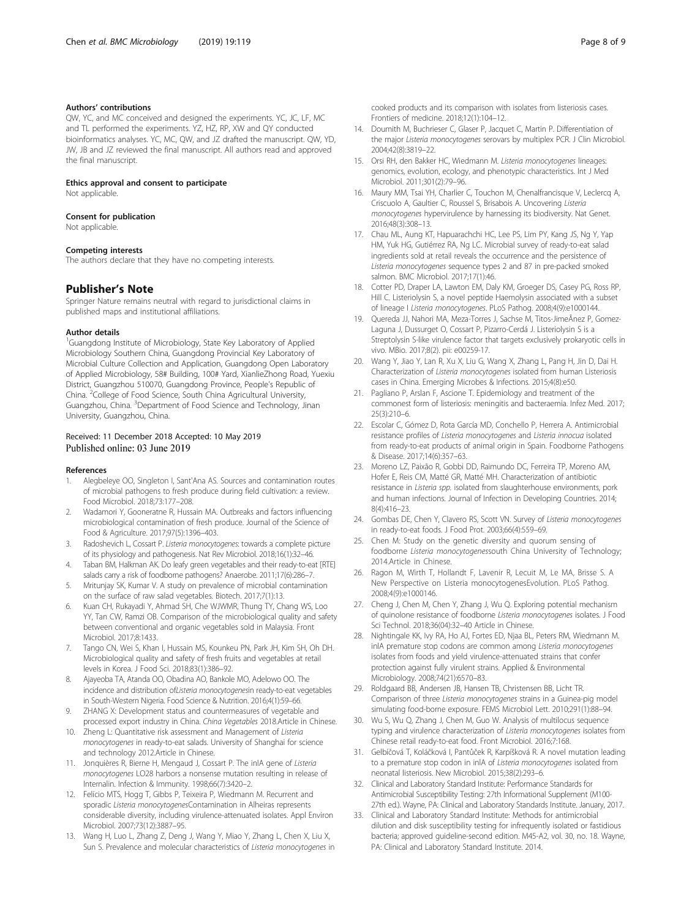### Authors' contributions

QW, YC, and MC conceived and designed the experiments. YC, JC, LF, MC and TL performed the experiments. YZ, HZ, RP, XW and QY conducted bioinformatics analyses. YC, MC, QW, and JZ drafted the manuscript. QW, YD, JW, JB and JZ reviewed the final manuscript. All authors read and approved the final manuscript.

### Ethics approval and consent to participate

Not applicable.

### Consent for publication

Not applicable.

### Competing interests

The authors declare that they have no competing interests.

## Publisher's Note

Springer Nature remains neutral with regard to jurisdictional claims in published maps and institutional affiliations.

### Author details

[1]Guangdong Institute of Microbiology, State Key Laboratory of Applied Microbiology Southern China, Guangdong Provincial Key Laboratory of Microbial Culture Collection and Application, Guangdong Open Laboratory of Applied Microbiology, 58# Building, 100# Yard, XianlieZhong Road, Yuexiu District, Guangzhou 510070, Guangdong Province, People's Republic of China. [2]College of Food Science, South China Agricultural University, Guangzhou, China. [3]Department of Food Science and Technology, Jinan University, Guangzhou, China.

Received: 11 December 2018 Accepted: 10 May 2019
Published online: 03 June 2019

### References

1. Alegbeleye OO, Singleton I, Sant'Ana AS. Sources and contamination routes of microbial pathogens to fresh produce during field cultivation: a review. Food Microbiol. 2018;73:177–208.
2. Wadamori Y, Gooneratne R, Hussain MA. Outbreaks and factors influencing microbiological contamination of fresh produce. Journal of the Science of Food & Agriculture. 2017;97(5):1396–403.
3. Radoshevich L, Cossart P. *Listeria monocytogenes*: towards a complete picture of its physiology and pathogenesis. Nat Rev Microbiol. 2018;16(1):32–46.
4. Taban BM, Halkman AK. Do leafy green vegetables and their ready-to-eat [RTE] salads carry a risk of foodborne pathogens? Anaerobe. 2011;17(6):286–7.
5. Mritunjay SK, Kumar V. A study on prevalence of microbial contamination on the surface of raw salad vegetables. Biotech. 2017;7(1):13.
6. Kuan CH, Rukayadi Y, Ahmad SH, Che WJWMR, Thung TY, Chang WS, Loo YY, Tan CW, Ramzi OB. Comparison of the microbiological quality and safety between conventional and organic vegetables sold in Malaysia. Front Microbiol. 2017;8:1433.
7. Tango CN, Wei S, Khan I, Hussain MS, Kounkeu PN, Park JH, Kim SH, Oh DH. Microbiological quality and safety of fresh fruits and vegetables at retail levels in Korea. J Food Sci. 2018;83(1):386–92.
8. Ajayeoba TA, Atanda OO, Obadina AO, Bankole MO, Adelowo OO. The incidence and distribution of*Listeria monocytogenes*in ready-to-eat vegetables in South-Western Nigeria. Food Science & Nutrition. 2016;4(1):59–66.
9. ZHANG X: Development status and countermeasures of vegetable and processed export industry in China. *China Vegetables* 2018.Article in Chinese.
10. Zheng L: Quantitative risk assessment and Management of *Listeria monocytogenes* in ready-to-eat salads. University of Shanghai for science and technology 2012.Article in Chinese.
11. Jonquières R, Bierne H, Mengaud J, Cossart P. The inlA gene of *Listeria monocytogenes* LO28 harbors a nonsense mutation resulting in release of Internalin. Infection & Immunity. 1998;66(7):3420–2.
12. Felício MTS, Hogg T, Gibbs P, Teixeira P, Wiedmann M. Recurrent and sporadic *Listeria monocytogenes*Contamination in Alheiras represents considerable diversity, including virulence-attenuated isolates. Appl Environ Microbiol. 2007;73(12):3887–95.
13. Wang H, Luo L, Zhang Z, Deng J, Wang Y, Miao Y, Zhang L, Chen X, Liu X, Sun S. Prevalence and molecular characteristics of *Listeria monocytogenes* in cooked products and its comparison with isolates from listeriosis cases. Frontiers of medicine. 2018;12(1):104–12.
14. Doumith M, Buchrieser C, Glaser P, Jacquet C, Martin P. Differentiation of the major *Listeria monocytogenes* serovars by multiplex PCR. J Clin Microbiol. 2004;42(8):3819–22.
15. Orsi RH, den Bakker HC, Wiedmann M. *Listeria monocytogenes* lineages: genomics, evolution, ecology, and phenotypic characteristics. Int J Med Microbiol. 2011;301(2):79–96.
16. Maury MM, Tsai YH, Charlier C, Touchon M, Chenalfrancisque V, Leclercq A, Criscuolo A, Gaultier C, Roussel S, Brisabois A. Uncovering *Listeria monocytogenes* hypervirulence by harnessing its biodiversity. Nat Genet. 2016;48(3):308–13.
17. Chau ML, Aung KT, Hapuarachchi HC, Lee PS, Lim PY, Kang JS, Ng Y, Yap HM, Yuk HG, Gutiérrez RA, Ng LC. Microbial survey of ready-to-eat salad ingredients sold at retail reveals the occurrence and the persistence of *Listeria monocytogenes* sequence types 2 and 87 in pre-packed smoked salmon. BMC Microbiol. 2017;17(1):46.
18. Cotter PD, Draper LA, Lawton EM, Daly KM, Groeger DS, Casey PG, Ross RP, Hill C. Listeriolysin S, a novel peptide Haemolysin associated with a subset of lineage I *Listeria monocytogenes*. PLoS Pathog. 2008;4(9):e1000144.
19. Quereda JJ, Nahori MA, Meza-Torres J, Sachse M, Titos-JimeÂnez P, Gomez-Laguna J, Dussurget O, Cossart P, Pizarro-Cerdá J. Listeriolysin S is a Streptolysin S-like virulence factor that targets exclusively prokaryotic cells in vivo. MBio. 2017;8(2). pii: e00259-17.
20. Wang Y, Jiao Y, Lan R, Xu X, Liu G, Wang X, Zhang L, Pang H, Jin D, Dai H. Characterization of *Listeria monocytogenes* isolated from human Listeriosis cases in China. Emerging Microbes & Infections. 2015;4(8):e50.
21. Pagliano P, Arslan F, Ascione T. Epidemiology and treatment of the commonest form of listeriosis: meningitis and bacteraemia. Infez Med. 2017; 25(3):210–6.
22. Escolar C, Gómez D, Rota García MD, Conchello P, Herrera A. Antimicrobial resistance profiles of *Listeria monocytogenes* and *Listeria innocua* isolated from ready-to-eat products of animal origin in Spain. Foodborne Pathogens & Disease. 2017;14(6):357–63.
23. Moreno LZ, Paixão R, Gobbi DD, Raimundo DC, Ferreira TP, Moreno AM, Hofer E, Reis CM, Matté GR, Matté MH. Characterization of antibiotic resistance in *Listeria spp.* isolated from slaughterhouse environments, pork and human infections. Journal of Infection in Developing Countries. 2014; 8(4):416–23.
24. Gombas DE, Chen Y, Clavero RS, Scott VN. Survey of *Listeria monocytogenes* in ready-to-eat foods. J Food Prot. 2003;66(4):559–69.
25. Chen M: Study on the genetic diversity and quorum sensing of foodborne *Listeria monocytogenes*south China University of Technology; 2014.Article in Chinese.
26. Ragon M, Wirth T, Hollandt F, Lavenir R, Lecuit M, Le MA, Brisse S. A New Perspective on Listeria monocytogenesEvolution. PLoS Pathog. 2008;4(9):e1000146.
27. Cheng J, Chen M, Chen Y, Zhang J, Wu Q. Exploring potential mechanism of quinolone resistance of foodborne *Listeria monocytogenes* isolates. J Food Sci Technol. 2018;36(04):32–40 Article in Chinese.
28. Nightingale KK, Ivy RA, Ho AJ, Fortes ED, Njaa BL, Peters RM, Wiedmann M. inlA premature stop codons are common among *Listeria monocytogenes* isolates from foods and yield virulence-attenuated strains that confer protection against fully virulent strains. Applied & Environmental Microbiology. 2008;74(21):6570–83.
29. Roldgaard BB, Andersen JB, Hansen TB, Christensen BB, Licht TR. Comparison of three *Listeria monocytogenes* strains in a Guinea-pig model simulating food-borne exposure. FEMS Microbiol Lett. 2010;291(1):88–94.
30. Wu S, Wu Q, Zhang J, Chen M, Guo W. Analysis of multilocus sequence typing and virulence characterization of *Listeria monocytogenes* isolates from Chinese retail ready-to-eat food. Front Microbiol. 2016;7:168.
31. Gelbíčová T, Koláčková I, Pantůček R, Karpíšková R. A novel mutation leading to a premature stop codon in inlA of *Listeria monocytogenes* isolated from neonatal listeriosis. New Microbiol. 2015;38(2):293–6.
32. Clinical and Laboratory Standard Institute: Performance Standards for Antimicrobial Susceptibility Testing: 27th Informational Supplement (M100-27th ed.). Wayne, PA: Clinical and Laboratory Standards Institute. January, 2017.
33. Clinical and Laboratory Standard Institute: Methods for antimicrobial dilution and disk susceptibility testing for infrequently isolated or fastidious bacteria; approved guideline-second edition. M45-A2, vol. 30, no. 18. Wayne, PA: Clinical and Laboratory Standard Institute. 2014.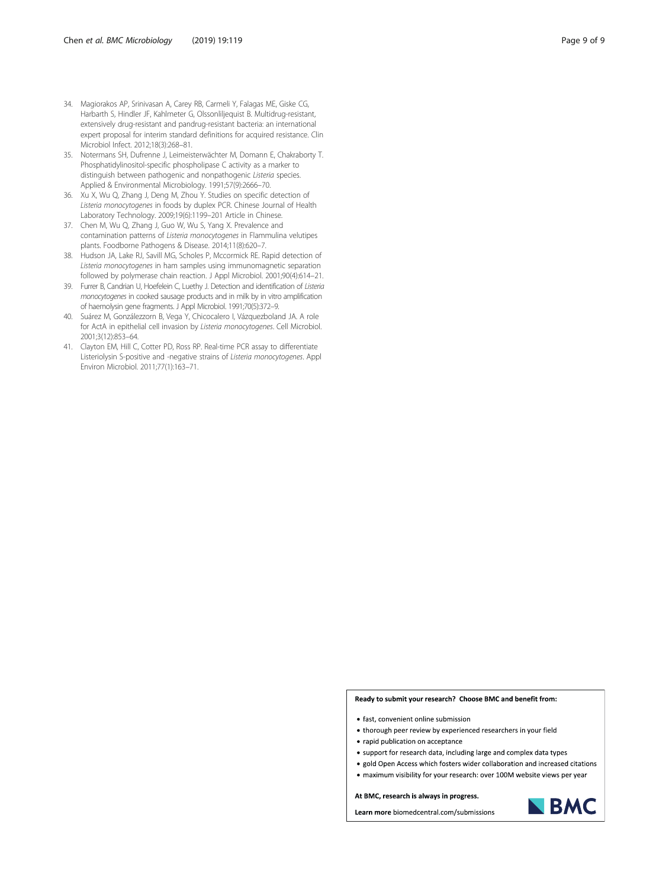34. Magiorakos AP, Srinivasan A, Carey RB, Carmeli Y, Falagas ME, Giske CG, Harbarth S, Hindler JF, Kahlmeter G, Olssonliljequist B. Multidrug-resistant, extensively drug-resistant and pandrug-resistant bacteria: an international expert proposal for interim standard definitions for acquired resistance. Clin Microbiol Infect. 2012;18(3):268–81.
35. Notermans SH, Dufrenne J, Leimeisterwächter M, Domann E, Chakraborty T. Phosphatidylinositol-specific phospholipase C activity as a marker to distinguish between pathogenic and nonpathogenic *Listeria* species. Applied & Environmental Microbiology. 1991;57(9):2666–70.
36. Xu X, Wu Q, Zhang J, Deng M, Zhou Y. Studies on specific detection of *Listeria monocytogenes* in foods by duplex PCR. Chinese Journal of Health Laboratory Technology. 2009;19(6):1199–201 Article in Chinese.
37. Chen M, Wu Q, Zhang J, Guo W, Wu S, Yang X. Prevalence and contamination patterns of *Listeria monocytogenes* in Flammulina velutipes plants. Foodborne Pathogens & Disease. 2014;11(8):620–7.
38. Hudson JA, Lake RJ, Savill MG, Scholes P, Mccormick RE. Rapid detection of *Listeria monocytogenes* in ham samples using immunomagnetic separation followed by polymerase chain reaction. J Appl Microbiol. 2001;90(4):614–21.
39. Furrer B, Candrian U, Hoefelein C, Luethy J. Detection and identification of *Listeria monocytogenes* in cooked sausage products and in milk by in vitro amplification of haemolysin gene fragments. J Appl Microbiol. 1991;70(5):372–9.
40. Suárez M, Gonzálezzorn B, Vega Y, Chicocalero I, Vázquezboland JA. A role for ActA in epithelial cell invasion by *Listeria monocytogenes*. Cell Microbiol. 2001;3(12):853–64.
41. Clayton EM, Hill C, Cotter PD, Ross RP. Real-time PCR assay to differentiate Listeriolysin S-positive and -negative strains of *Listeria monocytogenes*. Appl Environ Microbiol. 2011;77(1):163–71.

**Ready to submit your research? Choose BMC and benefit from:**

- fast, convenient online submission
- thorough peer review by experienced researchers in your field
- rapid publication on acceptance
- support for research data, including large and complex data types
- gold Open Access which fosters wider collaboration and increased citations
- maximum visibility for your research: over 100M website views per year

**At BMC, research is always in progress.**

**Learn more** biomedcentral.com/submissions

BMC